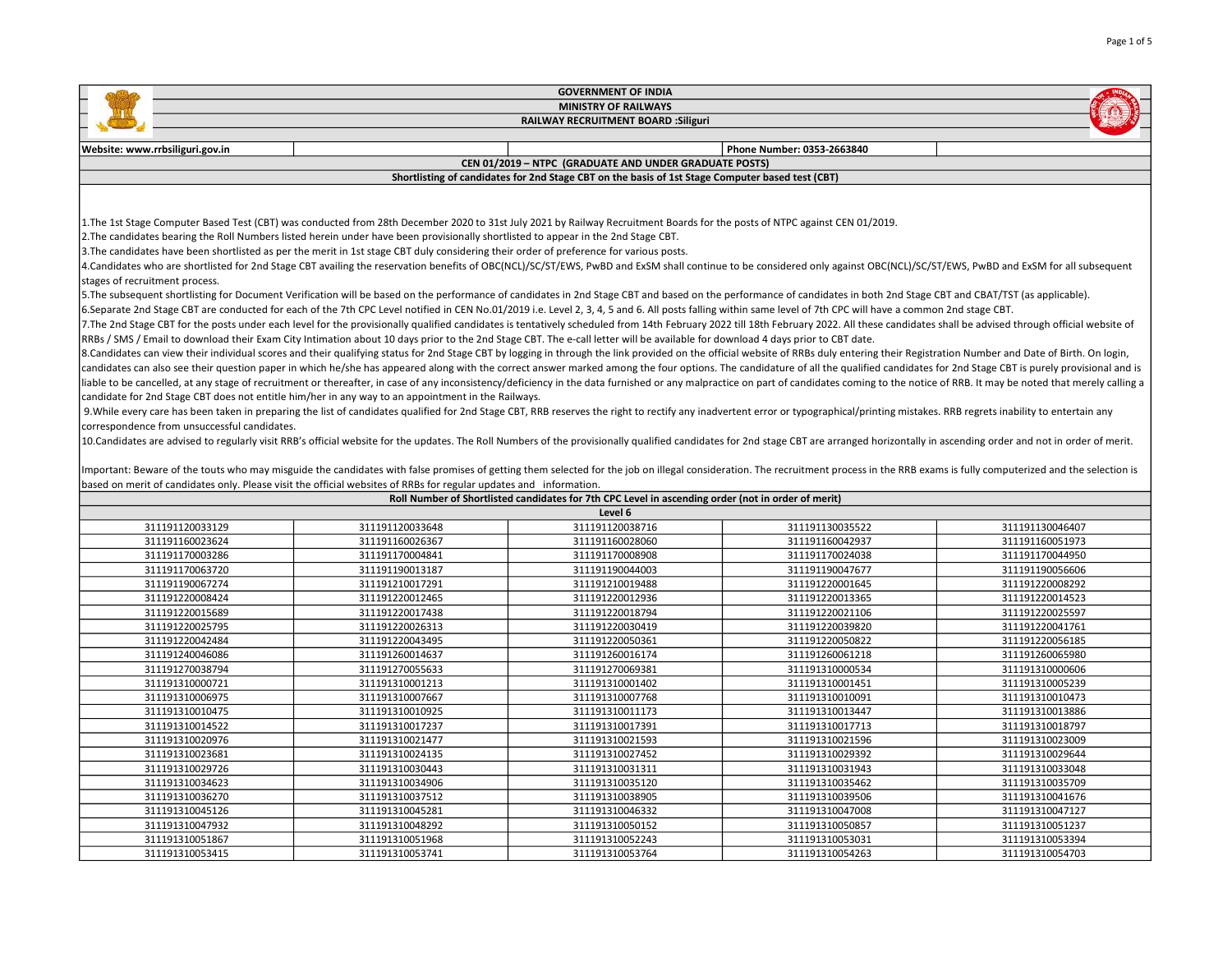# GOVERNMENT OF INDIA

## MINISTRY OF RAILWAYS

## RAILWAY RECRUITMENT BOARD :Siliguri

**Website: www.rrbsiliguri.gov.in** | **Phone Number: 0353-2663840**

**CEN 01/2019 – NTPC (GRADUATE AND UNDER GRADUATE POSTS)**

**Shortlisting of candidates for 2nd Stage CBT on the basis of 1st Stage Computer based test (CBT)**

1.The 1st Stage Computer Based Test (CBT) was conducted from 28th December 2020 to 31st July 2021 by Railway Recruitment Boards for the posts of NTPC against CEN 01/2019.

2.The candidates bearing the Roll Numbers listed herein under have been provisionally shortlisted to appear in the 2nd Stage CBT.

3.The candidates have been shortlisted as per the merit in 1st stage CBT duly considering their order of preference for various posts.

4.Candidates who are shortlisted for 2nd Stage CBT availing the reservation benefits of OBC(NCL)/SC/ST/EWS, PwBD and ExSM shall continue to be considered only against OBC(NCL)/SC/ST/EWS, PwBD and ExSM for all subsequent stages of recruitment process.

5.The subsequent shortlisting for Document Verification will be based on the performance of candidates in 2nd Stage CBT and based on the performance of candidates in both 2nd Stage CBT and CBAT/TST (as applicable).

6.Separate 2nd Stage CBT are conducted for each of the 7th CPC Level notified in CEN No.01/2019 i.e. Level 2, 3, 4, 5 and 6. All posts falling within same level of 7th CPC will have a common 2nd stage CBT.

7.The 2nd Stage CBT for the posts under each level for the provisionally qualified candidates is tentatively scheduled from 14th February 2022 till 18th February 2022. All these candidates shall be advised through official website of RRBs / SMS / Email to download their Exam City Intimation about 10 days prior to the 2nd Stage CBT. The e-call letter will be available for download 4 days prior to CBT date.

8.Candidates can view their individual scores and their qualifying status for 2nd Stage CBT by logging in through the link provided on the official website of RRBs duly entering their Registration Number and Date of Birth. On login, candidates can also see their question paper in which he/she has appeared along with the correct answer marked among the four options. The candidature of all the qualified candidates for 2nd Stage CBT is purely provisional and is liable to be cancelled, at any stage of recruitment or thereafter, in case of any inconsistency/deficiency in the data furnished or any malpractice on part of candidates coming to the notice of RRB. It may be noted that merely calling a candidate for 2nd Stage CBT does not entitle him/her in any way to an appointment in the Railways.

9.While every care has been taken in preparing the list of candidates qualified for 2nd Stage CBT, RRB reserves the right to rectify any inadvertent error or typographical/printing mistakes. RRB regrets inability to entertain any correspondence from unsuccessful candidates.

10.Candidates are advised to regularly visit RRB's official website for the updates. The Roll Numbers of the provisionally qualified candidates for 2nd stage CBT are arranged horizontally in ascending order and not in order of merit.

Important: Beware of the touts who may misguide the candidates with false promises of getting them selected for the job on illegal consideration. The recruitment process in the RRB exams is fully computerized and the selection is based on merit of candidates only. Please visit the official websites of RRBs for regular updates and information.

**Roll Number of Shortlisted candidates for 7th CPC Level in ascending order (not in order of merit)**

**Level 6**

| | | | | |
|---|---|---|---|---|
| 311191120033129 | 311191120033648 | 311191120038716 | 311191130035522 | 311191130046407 |
| 311191160023624 | 311191160026367 | 311191160028060 | 311191160042937 | 311191160051973 |
| 311191170003286 | 311191170004841 | 311191170008908 | 311191170024038 | 311191170044950 |
| 311191170063720 | 311191190013187 | 311191190044003 | 311191190047677 | 311191190056606 |
| 311191190067274 | 311191210017291 | 311191210019488 | 311191220001645 | 311191220008292 |
| 311191220008424 | 311191220012465 | 311191220012936 | 311191220013365 | 311191220014523 |
| 311191220015689 | 311191220017438 | 311191220018794 | 311191220021106 | 311191220025597 |
| 311191220025795 | 311191220026313 | 311191220030419 | 311191220039820 | 311191220041761 |
| 311191220042484 | 311191220043495 | 311191220050361 | 311191220050822 | 311191220056185 |
| 311191240046086 | 311191260014637 | 311191260016174 | 311191260061218 | 311191260065980 |
| 311191270038794 | 311191270055633 | 311191270069381 | 311191310000534 | 311191310000606 |
| 311191310000721 | 311191310001213 | 311191310001402 | 311191310001451 | 311191310005239 |
| 311191310006975 | 311191310007667 | 311191310007768 | 311191310010091 | 311191310010473 |
| 311191310010475 | 311191310010925 | 311191310011173 | 311191310013447 | 311191310013886 |
| 311191310014522 | 311191310017237 | 311191310017391 | 311191310017713 | 311191310018797 |
| 311191310020976 | 311191310021477 | 311191310021593 | 311191310021596 | 311191310023009 |
| 311191310023681 | 311191310024135 | 311191310027452 | 311191310029392 | 311191310029644 |
| 311191310029726 | 311191310030443 | 311191310031311 | 311191310031943 | 311191310033048 |
| 311191310034623 | 311191310034906 | 311191310035120 | 311191310035462 | 311191310035709 |
| 311191310036270 | 311191310037512 | 311191310038905 | 311191310039506 | 311191310041676 |
| 311191310045126 | 311191310045281 | 311191310046332 | 311191310047008 | 311191310047127 |
| 311191310047932 | 311191310048292 | 311191310050152 | 311191310050857 | 311191310051237 |
| 311191310051867 | 311191310051968 | 311191310052243 | 311191310053031 | 311191310053394 |
| 311191310053415 | 311191310053741 | 311191310053764 | 311191310054263 | 311191310054703 |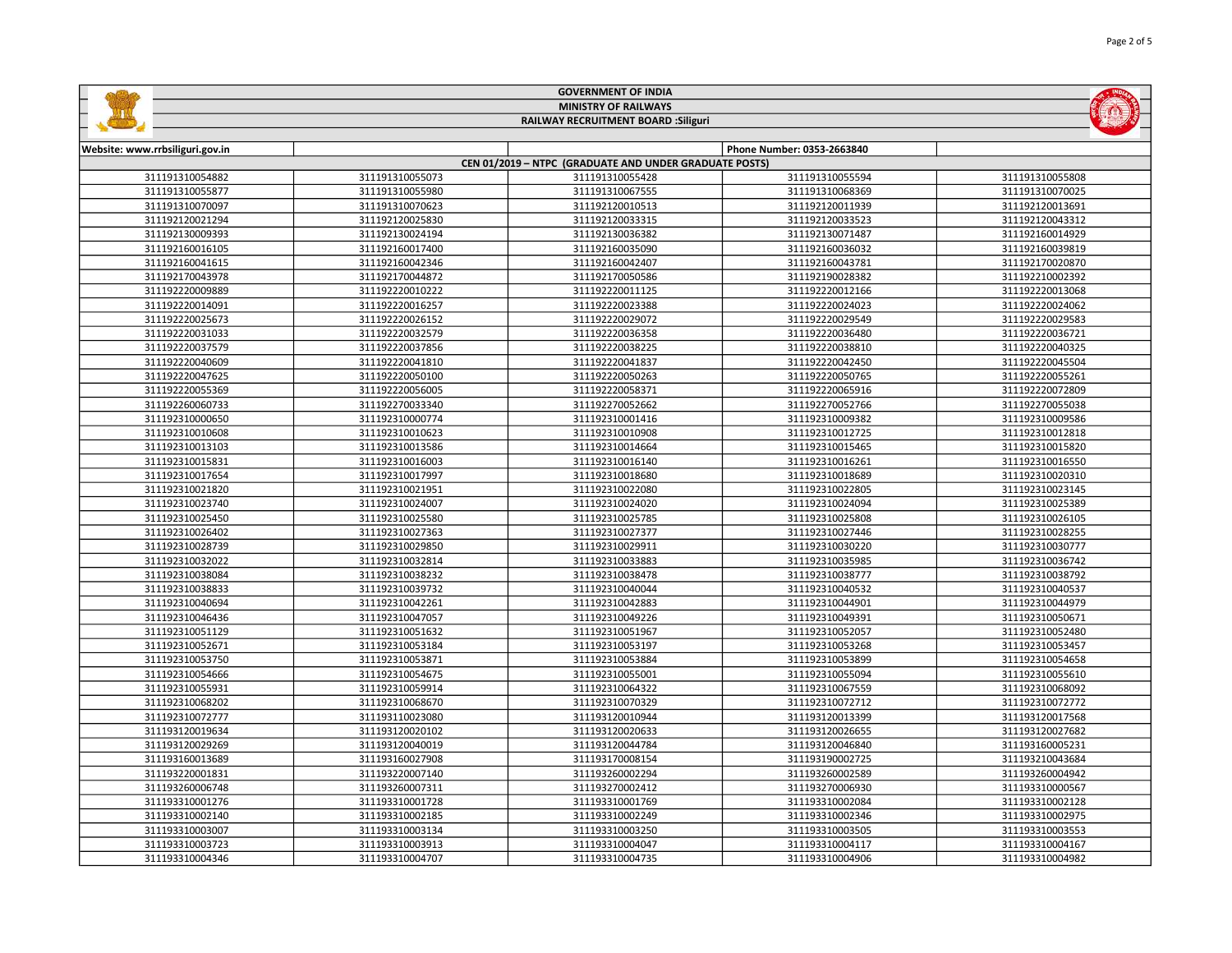# GOVERNMENT OF INDIA

## MINISTRY OF RAILWAYS

## RAILWAY RECRUITMENT BOARD :Siliguri

| Website: www.rrbsiliguri.gov.in | | | Phone Number: 0353-2663840 | |
|---|---|---|---|---|
| CEN 01/2019 – NTPC (GRADUATE AND UNDER GRADUATE POSTS) | | | | |
| 311191310054882 | 311191310055073 | 311191310055428 | 311191310055594 | 311191310055808 |
| 311191310055877 | 311191310055980 | 311191310067555 | 311191310068369 | 311191310070025 |
| 311191310070097 | 311191310070623 | 311192120010513 | 311192120011939 | 311192120013691 |
| 311192120021294 | 311192120025830 | 311192120033315 | 311192120033523 | 311192120043312 |
| 311192130009393 | 311192130024194 | 311192130036382 | 311192130071487 | 311192160014929 |
| 311192160016105 | 311192160017400 | 311192160035090 | 311192160036032 | 311192160039819 |
| 311192160041615 | 311192160042346 | 311192160042407 | 311192160043781 | 311192170020870 |
| 311192170043978 | 311192170044872 | 311192170050586 | 311192190028382 | 311192210002392 |
| 311192220009889 | 311192220010222 | 311192220011125 | 311192220012166 | 311192220013068 |
| 311192220014091 | 311192220016257 | 311192220023388 | 311192220024023 | 311192220024062 |
| 311192220025673 | 311192220026152 | 311192220029072 | 311192220029549 | 311192220029583 |
| 311192220031033 | 311192220032579 | 311192220036358 | 311192220036480 | 311192220036721 |
| 311192220037579 | 311192220037856 | 311192220038225 | 311192220038810 | 311192220040325 |
| 311192220040609 | 311192220041810 | 311192220041837 | 311192220042450 | 311192220045504 |
| 311192220047625 | 311192220050100 | 311192220050263 | 311192220050765 | 311192220055261 |
| 311192220055369 | 311192220056005 | 311192220058371 | 311192220065916 | 311192220072809 |
| 311192260060733 | 311192270033340 | 311192270052662 | 311192270052766 | 311192270055038 |
| 311192310000650 | 311192310000774 | 311192310001416 | 311192310009382 | 311192310009586 |
| 311192310010608 | 311192310010623 | 311192310010908 | 311192310012725 | 311192310012818 |
| 311192310013103 | 311192310013586 | 311192310014664 | 311192310015465 | 311192310015820 |
| 311192310015831 | 311192310016003 | 311192310016140 | 311192310016261 | 311192310016550 |
| 311192310017654 | 311192310017997 | 311192310018680 | 311192310018689 | 311192310020310 |
| 311192310021820 | 311192310021951 | 311192310022080 | 311192310022805 | 311192310023145 |
| 311192310023740 | 311192310024007 | 311192310024020 | 311192310024094 | 311192310025389 |
| 311192310025450 | 311192310025580 | 311192310025785 | 311192310025808 | 311192310026105 |
| 311192310026402 | 311192310027363 | 311192310027377 | 311192310027446 | 311192310028255 |
| 311192310028739 | 311192310029850 | 311192310029911 | 311192310030220 | 311192310030777 |
| 311192310032022 | 311192310032814 | 311192310033883 | 311192310035985 | 311192310036742 |
| 311192310038084 | 311192310038232 | 311192310038478 | 311192310038777 | 311192310038792 |
| 311192310038833 | 311192310039732 | 311192310040044 | 311192310040532 | 311192310040537 |
| 311192310040694 | 311192310042261 | 311192310042883 | 311192310044901 | 311192310044979 |
| 311192310046436 | 311192310047057 | 311192310049226 | 311192310049391 | 311192310050671 |
| 311192310051129 | 311192310051632 | 311192310051967 | 311192310052057 | 311192310052480 |
| 311192310052671 | 311192310053184 | 311192310053197 | 311192310053268 | 311192310053457 |
| 311192310053750 | 311192310053871 | 311192310053884 | 311192310053899 | 311192310054658 |
| 311192310054666 | 311192310054675 | 311192310055001 | 311192310055094 | 311192310055610 |
| 311192310055931 | 311192310059914 | 311192310064322 | 311192310067559 | 311192310068092 |
| 311192310068202 | 311192310068670 | 311192310070329 | 311192310072712 | 311192310072772 |
| 311192310072777 | 311193110023080 | 311193110010944 | 311193120013399 | 311193120017568 |
| 311193120019634 | 311193120020102 | 311193120020633 | 311193120026655 | 311193120027682 |
| 311193120029269 | 311193120040019 | 311193120046784 | 311193120046840 | 311193160005231 |
| 311193160013689 | 311193160027908 | 311193170008154 | 311193190002725 | 311193210043684 |
| 311193220001831 | 311193220007140 | 311193260002294 | 311193260002589 | 311193260004942 |
| 311193260006748 | 311193260007311 | 311193270002412 | 311193270006930 | 311193310000567 |
| 311193310001276 | 311193310001728 | 311193310001769 | 311193310002084 | 311193310002128 |
| 311193310002140 | 311193310002185 | 311193310002249 | 311193310002346 | 311193310002975 |
| 311193310003007 | 311193310003134 | 311193310003250 | 311193310003505 | 311193310003553 |
| 311193310003723 | 311193310003913 | 311193310004047 | 311193310004117 | 311193310004167 |
| 311193310004346 | 311193310004707 | 311193310004735 | 311193310004906 | 311193310004982 |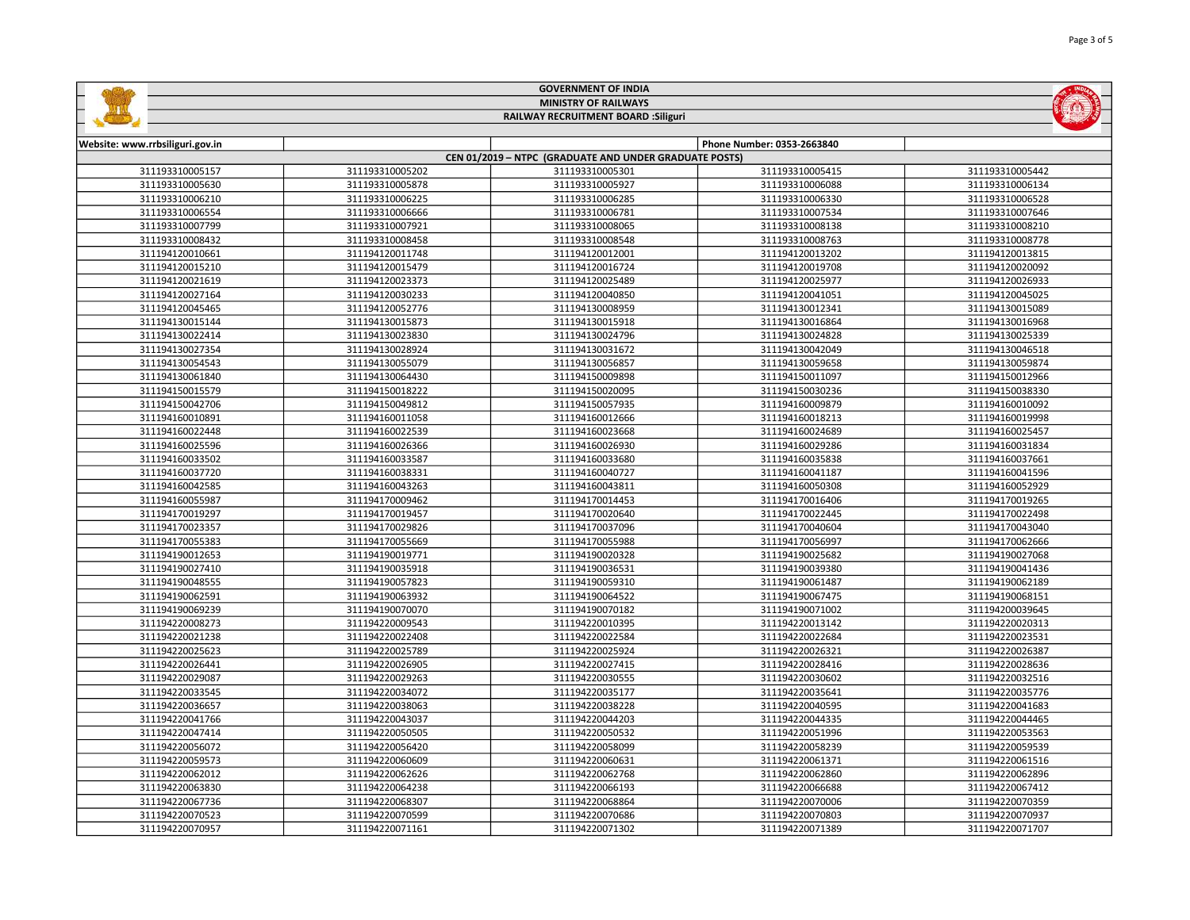# GOVERNMENT OF INDIA

## MINISTRY OF RAILWAYS

### RAILWAY RECRUITMENT BOARD :Siliguri

| Website: www.rrbsiliguri.gov.in | | | Phone Number: 0353-2663840 | |
|---|---|---|---|---|
| CEN 01/2019 – NTPC (GRADUATE AND UNDER GRADUATE POSTS) | | | | |
| 311193310005157 | 311193310005202 | 311193310005301 | 311193310005415 | 311193310005442 |
| 311193310005630 | 311193310005878 | 311193310005927 | 311193310006088 | 311193310006134 |
| 311193310006210 | 311193310006225 | 311193310006285 | 311193310006330 | 311193310006528 |
| 311193310006554 | 311193310006666 | 311193310006781 | 311193310007534 | 311193310007646 |
| 311193310007799 | 311193310007921 | 311193310008065 | 311193310008138 | 311193310008210 |
| 311193310008432 | 311193310008458 | 311193310008548 | 311193310008763 | 311193310008778 |
| 311194120010661 | 311194120011748 | 311194120012001 | 311194120013202 | 311194120013815 |
| 311194120015210 | 311194120015479 | 311194120016724 | 311194120019708 | 311194120020092 |
| 311194120021619 | 311194120023373 | 311194120025489 | 311194120025977 | 311194120026933 |
| 311194120027164 | 311194120030233 | 311194120040850 | 311194120041051 | 311194120045025 |
| 311194120045465 | 311194120052776 | 311194130008959 | 311194130012341 | 311194130015089 |
| 311194130015144 | 311194130015873 | 311194130015918 | 311194130016864 | 311194130016968 |
| 311194130022414 | 311194130023830 | 311194130024796 | 311194130024828 | 311194130025339 |
| 311194130027354 | 311194130028924 | 311194130031672 | 311194130042049 | 311194130046518 |
| 311194130054543 | 311194130055079 | 311194130056857 | 311194130059658 | 311194130059874 |
| 311194130061840 | 311194130064430 | 311194150009898 | 311194150011097 | 311194150012966 |
| 311194150015579 | 311194150018222 | 311194150020095 | 311194150030236 | 311194150038330 |
| 311194150042706 | 311194150049812 | 311194150057935 | 311194160009879 | 311194160010092 |
| 311194160010891 | 311194160011058 | 311194160012666 | 311194160018213 | 311194160019998 |
| 311194160022448 | 311194160022539 | 311194160023668 | 311194160024689 | 311194160025457 |
| 311194160025596 | 311194160026366 | 311194160026930 | 311194160029286 | 311194160031834 |
| 311194160033502 | 311194160033587 | 311194160033680 | 311194160035838 | 311194160037661 |
| 311194160037720 | 311194160038331 | 311194160040727 | 311194160041187 | 311194160041596 |
| 311194160042585 | 311194160043263 | 311194160043811 | 311194160050308 | 311194160052929 |
| 311194160055987 | 311194170009462 | 311194170014453 | 311194170016406 | 311194170019265 |
| 311194170019297 | 311194170019457 | 311194170020640 | 311194170022445 | 311194170022498 |
| 311194170023357 | 311194170029826 | 311194170037096 | 311194170040604 | 311194170043040 |
| 311194170055383 | 311194170055669 | 311194170055988 | 311194170056997 | 311194170062666 |
| 311194190012653 | 311194190019771 | 311194190020328 | 311194190025682 | 311194190027068 |
| 311194190027410 | 311194190035918 | 311194190036531 | 311194190039380 | 311194190041436 |
| 311194190048555 | 311194190057823 | 311194190059310 | 311194190061487 | 311194190062189 |
| 311194190062591 | 311194190063932 | 311194190064522 | 311194190067475 | 311194190068151 |
| 311194190069239 | 311194190070070 | 311194190070182 | 311194190071002 | 311194200039645 |
| 311194220008273 | 311194220009543 | 311194220010395 | 311194220013142 | 311194220020313 |
| 311194220021238 | 311194220022408 | 311194220022584 | 311194220022684 | 311194220023531 |
| 311194220025623 | 311194220025789 | 311194220025924 | 311194220026321 | 311194220026387 |
| 311194220026441 | 311194220026905 | 311194220027415 | 311194220028416 | 311194220028636 |
| 311194220029087 | 311194220029263 | 311194220030555 | 311194220030602 | 311194220032516 |
| 311194220033545 | 311194220034072 | 311194220035177 | 311194220035641 | 311194220035776 |
| 311194220036657 | 311194220038063 | 311194220038228 | 311194220040595 | 311194220041683 |
| 311194220041766 | 311194220043037 | 311194220044203 | 311194220044335 | 311194220044465 |
| 311194220047414 | 311194220050505 | 311194220050532 | 311194220051996 | 311194220053563 |
| 311194220056072 | 311194220056420 | 311194220058099 | 311194220058239 | 311194220059539 |
| 311194220059573 | 311194220060609 | 311194220060631 | 311194220061371 | 311194220061516 |
| 311194220062012 | 311194220062626 | 311194220062768 | 311194220062860 | 311194220062896 |
| 311194220063830 | 311194220064238 | 311194220066193 | 311194220066688 | 311194220067412 |
| 311194220067736 | 311194220068307 | 311194220068864 | 311194220070006 | 311194220070359 |
| 311194220070523 | 311194220070599 | 311194220070686 | 311194220070803 | 311194220070937 |
| 311194220070957 | 311194220071161 | 311194220071302 | 311194220071389 | 311194220071707 |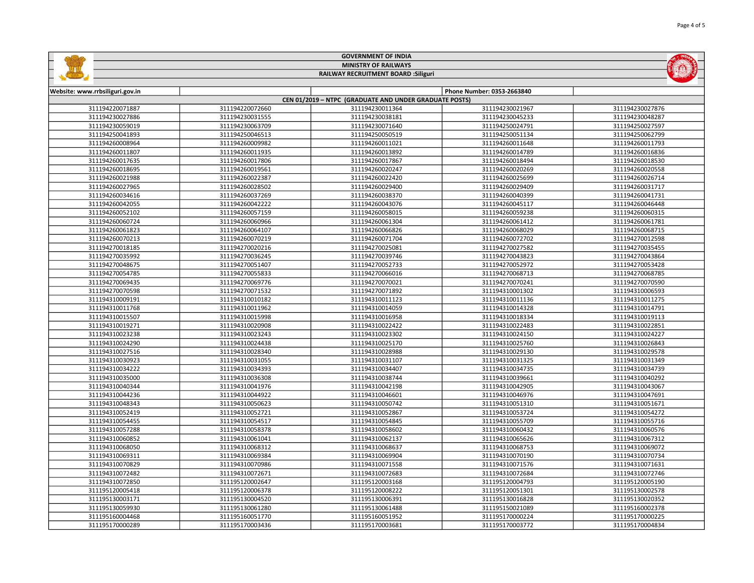GOVERNMENT OF INDIA

MINISTRY OF RAILWAYS

RAILWAY RECRUITMENT BOARD :Siliguri

| Website: www.rrbsiliguri.gov.in | | | Phone Number: 0353-2663840 | |
|---|---|---|---|---|
| CEN 01/2019 – NTPC (GRADUATE AND UNDER GRADUATE POSTS) | | | | |
| 311194220071887 | 311194220072660 | 311194230011364 | 311194230021967 | 311194230027876 |
| 311194230027886 | 311194230031555 | 311194230038181 | 311194230045233 | 311194230048287 |
| 311194230059019 | 311194230063709 | 311194230071640 | 311194250024791 | 311194250027597 |
| 311194250041893 | 311194250046513 | 311194250050519 | 311194250051134 | 311194250062799 |
| 311194260008964 | 311194260009982 | 311194260011021 | 311194260011648 | 311194260011793 |
| 311194260011807 | 311194260011935 | 311194260013892 | 311194260014789 | 311194260016836 |
| 311194260017635 | 311194260017806 | 311194260017867 | 311194260018494 | 311194260018530 |
| 311194260018695 | 311194260019561 | 311194260020247 | 311194260020269 | 311194260020558 |
| 311194260021988 | 311194260022387 | 311194260022420 | 311194260025699 | 311194260026714 |
| 311194260027965 | 311194260028502 | 311194260029400 | 311194260029409 | 311194260031717 |
| 311194260034616 | 311194260037269 | 311194260038370 | 311194260040399 | 311194260041731 |
| 311194260042055 | 311194260042222 | 311194260043076 | 311194260045117 | 311194260046448 |
| 311194260052102 | 311194260057159 | 311194260058015 | 311194260059238 | 311194260060315 |
| 311194260060724 | 311194260060966 | 311194260061304 | 311194260061412 | 311194260061781 |
| 311194260061823 | 311194260064107 | 311194260066826 | 311194260068029 | 311194260068715 |
| 311194260070213 | 311194260070219 | 311194260071704 | 311194260072702 | 311194270012598 |
| 311194270018185 | 311194270020216 | 311194270025081 | 311194270027582 | 311194270035455 |
| 311194270035992 | 311194270036245 | 311194270039746 | 311194270043823 | 311194270043864 |
| 311194270048675 | 311194270051407 | 311194270052733 | 311194270052972 | 311194270053428 |
| 311194270054785 | 311194270055833 | 311194270066016 | 311194270068713 | 311194270068785 |
| 311194270069435 | 311194270069776 | 311194270070021 | 311194270070241 | 311194270070590 |
| 311194270070598 | 311194270071532 | 311194270071892 | 311194310001302 | 311194310006593 |
| 311194310009191 | 311194310010182 | 311194310011123 | 311194310011136 | 311194310011275 |
| 311194310011768 | 311194310011962 | 311194310014059 | 311194310014328 | 311194310014791 |
| 311194310015507 | 311194310015998 | 311194310016958 | 311194310018334 | 311194310019113 |
| 311194310019271 | 311194310020908 | 311194310022422 | 311194310022483 | 311194310022851 |
| 311194310023238 | 311194310023243 | 311194310023302 | 311194310024150 | 311194310024227 |
| 311194310024290 | 311194310024438 | 311194310025170 | 311194310025760 | 311194310026843 |
| 311194310027516 | 311194310028340 | 311194310028988 | 311194310029130 | 311194310029578 |
| 311194310030923 | 311194310031055 | 311194310031107 | 311194310031325 | 311194310031349 |
| 311194310034222 | 311194310034393 | 311194310034407 | 311194310034735 | 311194310034739 |
| 311194310035000 | 311194310036308 | 311194310038744 | 311194310039661 | 311194310040292 |
| 311194310040344 | 311194310041976 | 311194310042198 | 311194310042905 | 311194310043067 |
| 311194310044236 | 311194310044922 | 311194310046601 | 311194310046976 | 311194310047691 |
| 311194310048343 | 311194310050623 | 311194310050742 | 311194310051310 | 311194310051671 |
| 311194310052419 | 311194310052721 | 311194310052867 | 311194310053724 | 311194310054272 |
| 311194310054455 | 311194310054517 | 311194310054845 | 311194310055709 | 311194310055716 |
| 311194310057288 | 311194310058378 | 311194310058602 | 311194310060432 | 311194310060576 |
| 311194310060852 | 311194310061041 | 311194310062137 | 311194310065626 | 311194310067312 |
| 311194310068050 | 311194310068312 | 311194310068637 | 311194310068753 | 311194310069072 |
| 311194310069311 | 311194310069384 | 311194310069904 | 311194310070190 | 311194310070734 |
| 311194310070829 | 311194310070986 | 311194310071558 | 311194310071576 | 311194310071631 |
| 311194310072482 | 311194310072671 | 311194310072683 | 311194310072684 | 311194310072746 |
| 311194310072850 | 311195120002647 | 311195120003168 | 311195120004793 | 311195120005190 |
| 311195120005418 | 311195120006378 | 311195120008222 | 311195120051301 | 311195130002578 |
| 311195130003171 | 311195130004520 | 311195130006391 | 311195130016828 | 311195130020352 |
| 311195130059930 | 311195130061280 | 311195130061488 | 311195150021089 | 311195160002378 |
| 311195160004468 | 311195160051770 | 311195160051952 | 311195170000224 | 311195170000225 |
| 311195170000289 | 311195170003436 | 311195170003681 | 311195170003772 | 311195170004834 |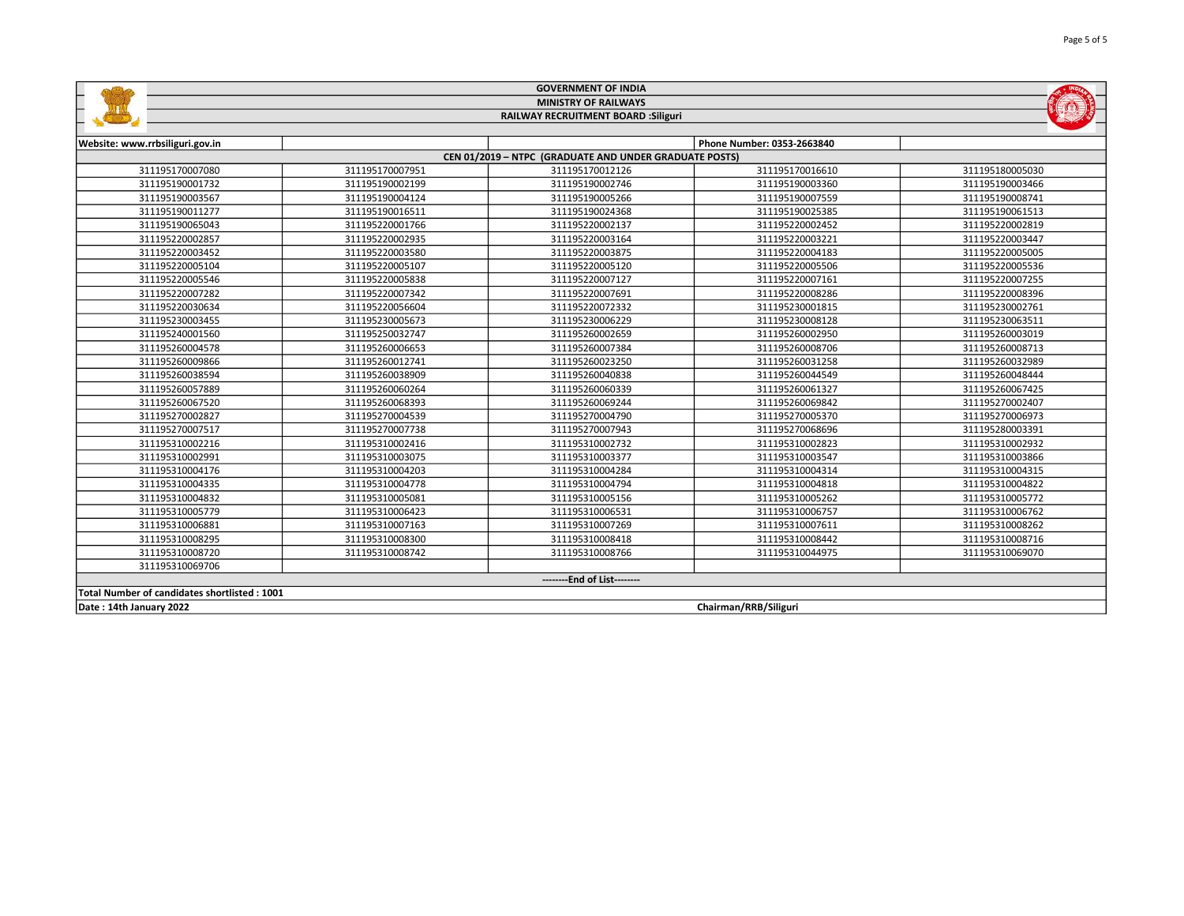GOVERNMENT OF INDIA

MINISTRY OF RAILWAYS

RAILWAY RECRUITMENT BOARD :Siliguri

| Website: www.rrbsiliguri.gov.in | | | Phone Number: 0353-2663840 | |
|---|---|---|---|---|
| CEN 01/2019 – NTPC (GRADUATE AND UNDER GRADUATE POSTS) | | | | |
| 311195170007080 | 311195170007951 | 311195170012126 | 311195170016610 | 311195180005030 |
| 311195190001732 | 311195190002199 | 311195190002746 | 311195190003360 | 311195190003466 |
| 311195190003567 | 311195190004124 | 311195190005266 | 311195190007559 | 311195190008741 |
| 311195190011277 | 311195190016511 | 311195190024368 | 311195190025385 | 311195190061513 |
| 311195190065043 | 311195220001766 | 311195220002137 | 311195220002452 | 311195220002819 |
| 311195220002857 | 311195220002935 | 311195220003164 | 311195220003221 | 311195220003447 |
| 311195220003452 | 311195220003580 | 311195220003875 | 311195220004183 | 311195220005005 |
| 311195220005104 | 311195220005107 | 311195220005120 | 311195220005506 | 311195220005536 |
| 311195220005546 | 311195220005838 | 311195220007127 | 311195220007161 | 311195220007255 |
| 311195220007282 | 311195220007342 | 311195220007691 | 311195220008286 | 311195220008396 |
| 311195220030634 | 311195220056604 | 311195220072332 | 311195230001815 | 311195230002761 |
| 311195230003455 | 311195230005673 | 311195230006229 | 311195230008128 | 311195230063511 |
| 311195240001560 | 311195250032747 | 311195260002659 | 311195260002950 | 311195260003019 |
| 311195260004578 | 311195260006653 | 311195260007384 | 311195260008706 | 311195260008713 |
| 311195260009866 | 311195260012741 | 311195260023250 | 311195260031258 | 311195260032989 |
| 311195260038594 | 311195260038909 | 311195260040838 | 311195260044549 | 311195260048444 |
| 311195260057889 | 311195260060264 | 311195260060339 | 311195260061327 | 311195260067425 |
| 311195260067520 | 311195260068393 | 311195260069244 | 311195260069842 | 311195270002407 |
| 311195270002827 | 311195270004539 | 311195270004790 | 311195270005370 | 311195270006973 |
| 311195270007517 | 311195270007738 | 311195270007943 | 311195270068696 | 311195280003391 |
| 311195310002216 | 311195310002416 | 311195310002732 | 311195310002823 | 311195310002932 |
| 311195310002991 | 311195310003075 | 311195310003377 | 311195310003547 | 311195310003866 |
| 311195310004176 | 311195310004203 | 311195310004284 | 311195310004314 | 311195310004315 |
| 311195310004335 | 311195310004778 | 311195310004794 | 311195310004818 | 311195310004822 |
| 311195310004832 | 311195310005081 | 311195310005156 | 311195310005262 | 311195310005772 |
| 311195310005779 | 311195310006423 | 311195310006531 | 311195310006757 | 311195310006762 |
| 311195310006881 | 311195310007163 | 311195310007269 | 311195310007611 | 311195310008262 |
| 311195310008295 | 311195310008300 | 311195310008418 | 311195310008442 | 311195310008716 |
| 311195310008720 | 311195310008742 | 311195310008766 | 311195310044975 | 311195310069070 |
| 311195310069706 | | | | |
| --------End of List-------- | | | | |
| Total Number of candidates shortlisted : 1001 | | | | |
| Date : 14th January 2022 | | | Chairman/RRB/Siliguri | |